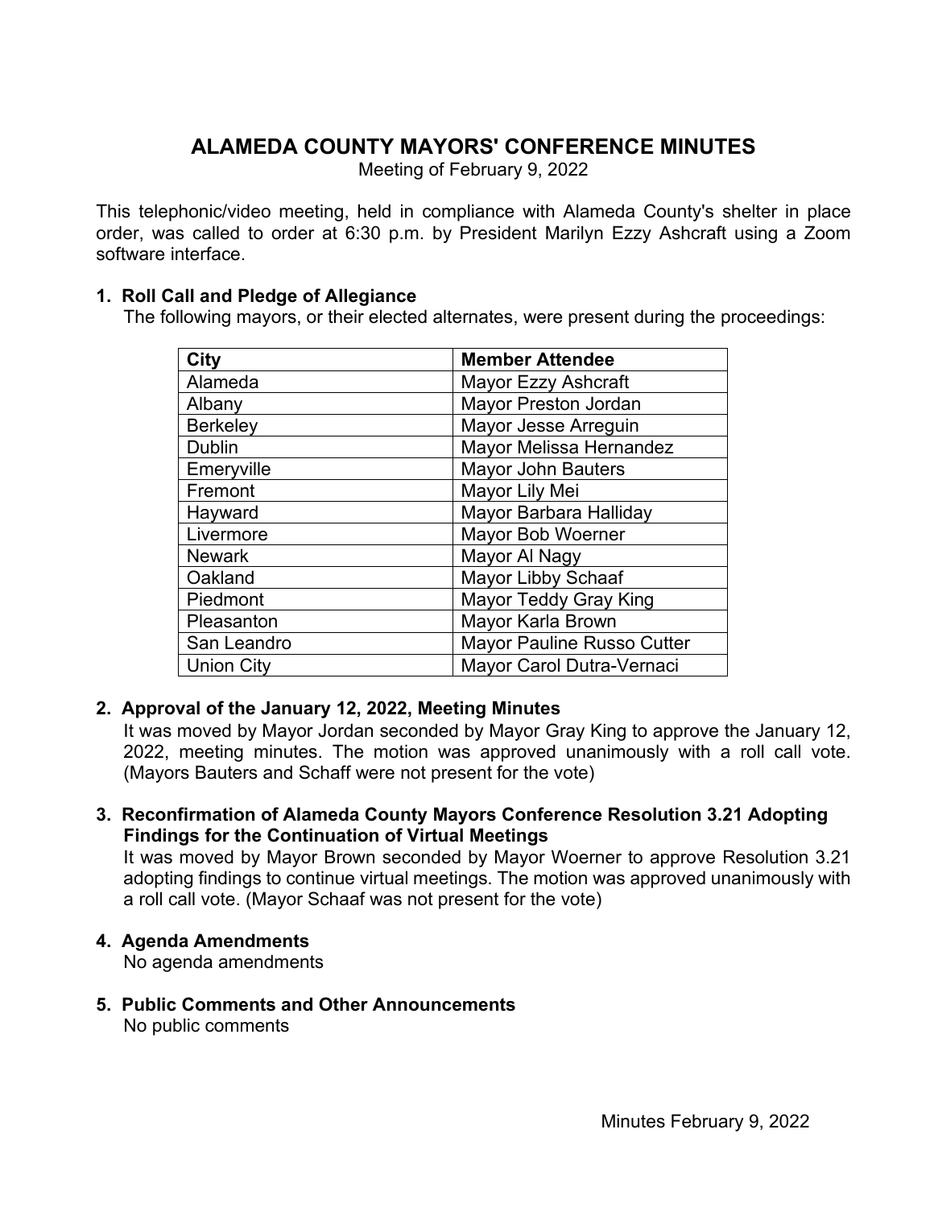# ALAMEDA COUNTY MAYORS' CONFERENCE MINUTES

Meeting of February 9, 2022

This telephonic/video meeting, held in compliance with Alameda County's shelter in place order, was called to order at 6:30 p.m. by President Marilyn Ezzy Ashcraft using a Zoom software interface.

## 1. Roll Call and Pledge of Allegiance

The following mayors, or their elected alternates, were present during the proceedings:

| City | Member Attendee |
|---|---|
| Alameda | Mayor Ezzy Ashcraft |
| Albany | Mayor Preston Jordan |
| Berkeley | Mayor Jesse Arreguin |
| Dublin | Mayor Melissa Hernandez |
| Emeryville | Mayor John Bauters |
| Fremont | Mayor Lily Mei |
| Hayward | Mayor Barbara Halliday |
| Livermore | Mayor Bob Woerner |
| Newark | Mayor Al Nagy |
| Oakland | Mayor Libby Schaaf |
| Piedmont | Mayor Teddy Gray King |
| Pleasanton | Mayor Karla Brown |
| San Leandro | Mayor Pauline Russo Cutter |
| Union City | Mayor Carol Dutra-Vernaci |

## 2. Approval of the January 12, 2022, Meeting Minutes

It was moved by Mayor Jordan seconded by Mayor Gray King to approve the January 12, 2022, meeting minutes. The motion was approved unanimously with a roll call vote. (Mayors Bauters and Schaff were not present for the vote)

## 3. Reconfirmation of Alameda County Mayors Conference Resolution 3.21 Adopting Findings for the Continuation of Virtual Meetings

It was moved by Mayor Brown seconded by Mayor Woerner to approve Resolution 3.21 adopting findings to continue virtual meetings. The motion was approved unanimously with a roll call vote. (Mayor Schaaf was not present for the vote)

## 4. Agenda Amendments

No agenda amendments

## 5. Public Comments and Other Announcements

No public comments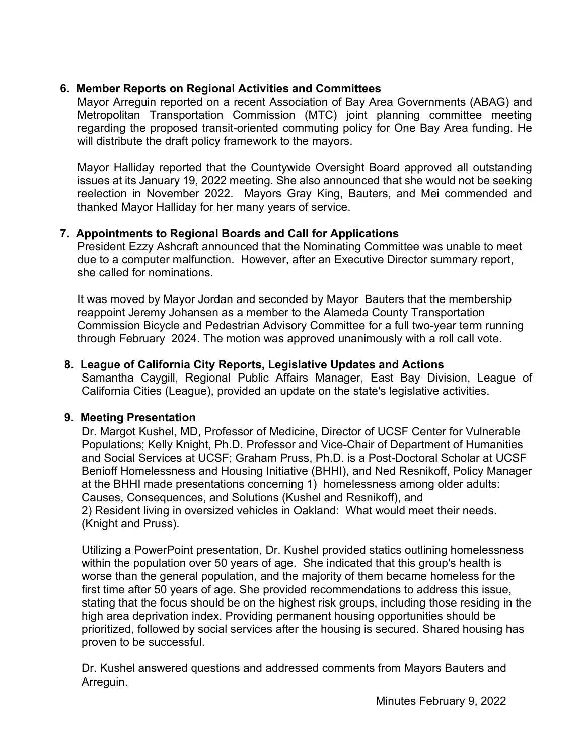## 6. Member Reports on Regional Activities and Committees

Mayor Arreguin reported on a recent Association of Bay Area Governments (ABAG) and Metropolitan Transportation Commission (MTC) joint planning committee meeting regarding the proposed transit-oriented commuting policy for One Bay Area funding. He will distribute the draft policy framework to the mayors.

Mayor Halliday reported that the Countywide Oversight Board approved all outstanding issues at its January 19, 2022 meeting. She also announced that she would not be seeking reelection in November 2022. Mayors Gray King, Bauters, and Mei commended and thanked Mayor Halliday for her many years of service.

## 7. Appointments to Regional Boards and Call for Applications

President Ezzy Ashcraft announced that the Nominating Committee was unable to meet due to a computer malfunction. However, after an Executive Director summary report, she called for nominations.

It was moved by Mayor Jordan and seconded by Mayor Bauters that the membership reappoint Jeremy Johansen as a member to the Alameda County Transportation Commission Bicycle and Pedestrian Advisory Committee for a full two-year term running through February 2024. The motion was approved unanimously with a roll call vote.

## 8. League of California City Reports, Legislative Updates and Actions

Samantha Caygill, Regional Public Affairs Manager, East Bay Division, League of California Cities (League), provided an update on the state's legislative activities.

## 9. Meeting Presentation

Dr. Margot Kushel, MD, Professor of Medicine, Director of UCSF Center for Vulnerable Populations; Kelly Knight, Ph.D. Professor and Vice-Chair of Department of Humanities and Social Services at UCSF; Graham Pruss, Ph.D. is a Post-Doctoral Scholar at UCSF Benioff Homelessness and Housing Initiative (BHHI), and Ned Resnikoff, Policy Manager at the BHHI made presentations concerning 1) homelessness among older adults: Causes, Consequences, and Solutions (Kushel and Resnikoff), and
2) Resident living in oversized vehicles in Oakland: What would meet their needs. (Knight and Pruss).

Utilizing a PowerPoint presentation, Dr. Kushel provided statics outlining homelessness within the population over 50 years of age. She indicated that this group's health is worse than the general population, and the majority of them became homeless for the first time after 50 years of age. She provided recommendations to address this issue, stating that the focus should be on the highest risk groups, including those residing in the high area deprivation index. Providing permanent housing opportunities should be prioritized, followed by social services after the housing is secured. Shared housing has proven to be successful.

Dr. Kushel answered questions and addressed comments from Mayors Bauters and Arreguin.

Minutes February 9, 2022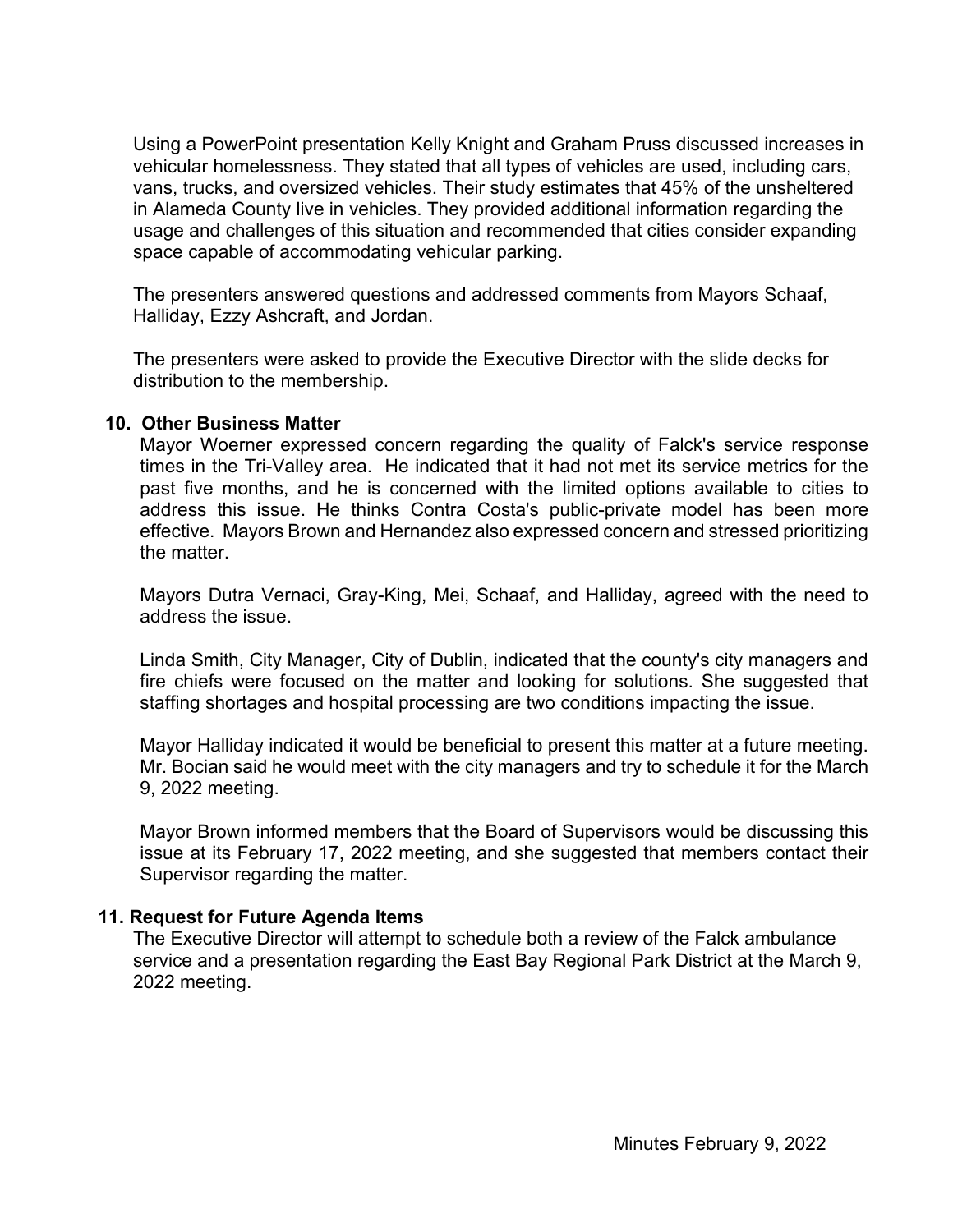Using a PowerPoint presentation Kelly Knight and Graham Pruss discussed increases in vehicular homelessness. They stated that all types of vehicles are used, including cars, vans, trucks, and oversized vehicles. Their study estimates that 45% of the unsheltered in Alameda County live in vehicles. They provided additional information regarding the usage and challenges of this situation and recommended that cities consider expanding space capable of accommodating vehicular parking.

The presenters answered questions and addressed comments from Mayors Schaaf, Halliday, Ezzy Ashcraft, and Jordan.

The presenters were asked to provide the Executive Director with the slide decks for distribution to the membership.

### 10. Other Business Matter

Mayor Woerner expressed concern regarding the quality of Falck's service response times in the Tri-Valley area. He indicated that it had not met its service metrics for the past five months, and he is concerned with the limited options available to cities to address this issue. He thinks Contra Costa's public-private model has been more effective. Mayors Brown and Hernandez also expressed concern and stressed prioritizing the matter.

Mayors Dutra Vernaci, Gray-King, Mei, Schaaf, and Halliday, agreed with the need to address the issue.

Linda Smith, City Manager, City of Dublin, indicated that the county's city managers and fire chiefs were focused on the matter and looking for solutions. She suggested that staffing shortages and hospital processing are two conditions impacting the issue.

Mayor Halliday indicated it would be beneficial to present this matter at a future meeting. Mr. Bocian said he would meet with the city managers and try to schedule it for the March 9, 2022 meeting.

Mayor Brown informed members that the Board of Supervisors would be discussing this issue at its February 17, 2022 meeting, and she suggested that members contact their Supervisor regarding the matter.

### 11. Request for Future Agenda Items

The Executive Director will attempt to schedule both a review of the Falck ambulance service and a presentation regarding the East Bay Regional Park District at the March 9, 2022 meeting.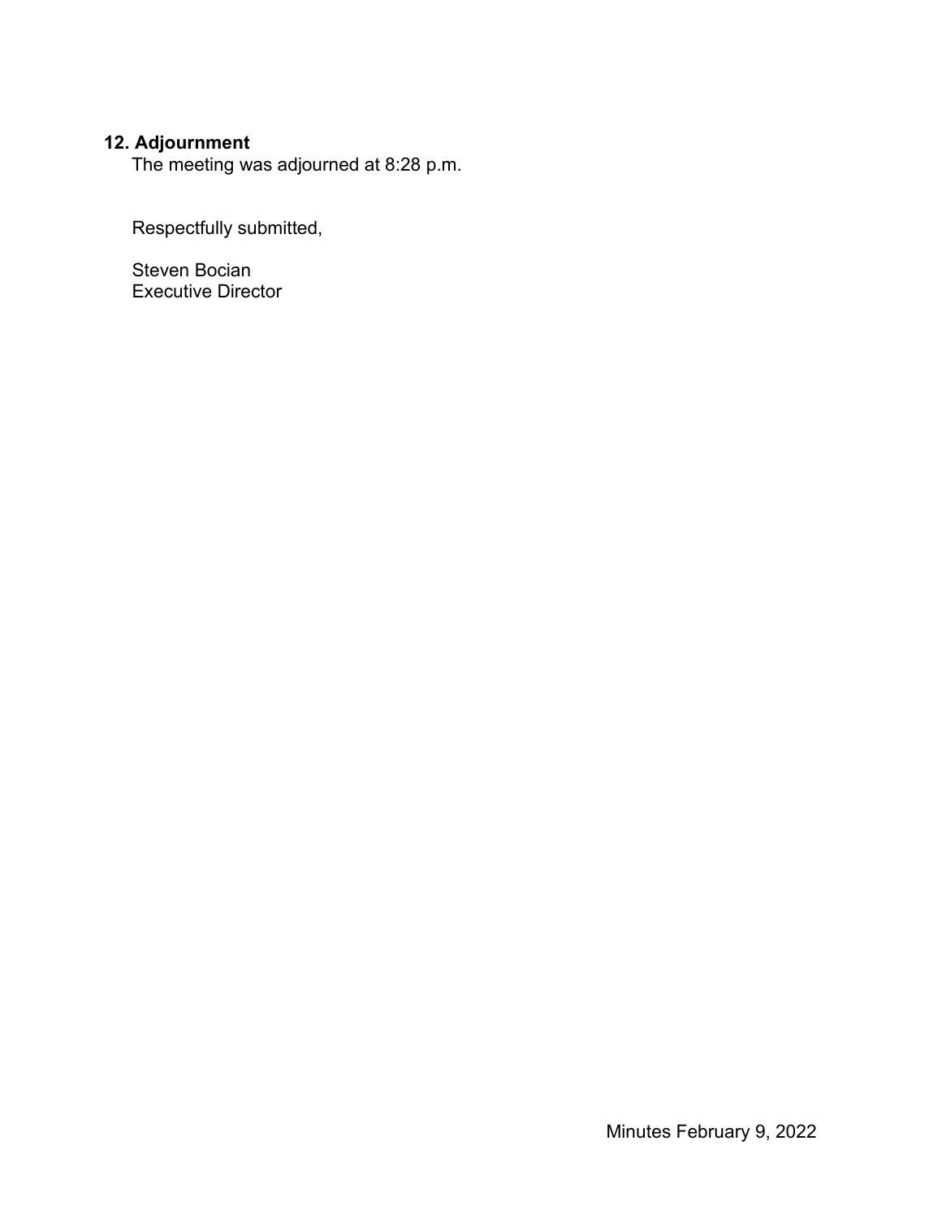### 12. Adjournment

The meeting was adjourned at 8:28 p.m.

Respectfully submitted,

Steven Bocian
Executive Director